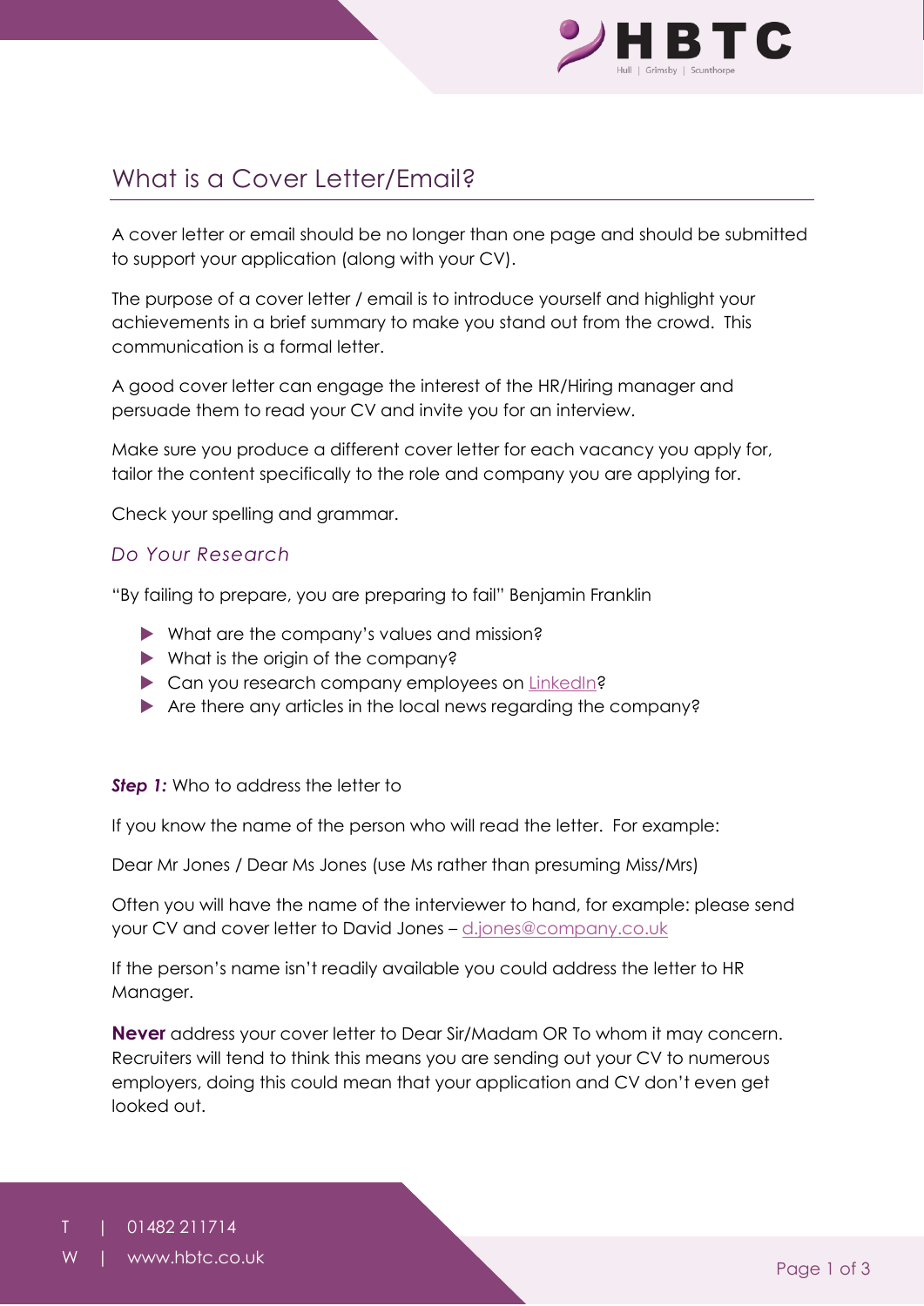# What is a Cover Letter/Email?

A cover letter or email should be no longer than one page and should be submitted to support your application (along with your CV).

The purpose of a cover letter / email is to introduce yourself and highlight your achievements in a brief summary to make you stand out from the crowd.  This communication is a formal letter.

A good cover letter can engage the interest of the HR/Hiring manager and persuade them to read your CV and invite you for an interview.

Make sure you produce a different cover letter for each vacancy you apply for, tailor the content specifically to the role and company you are applying for.

Check your spelling and grammar.

## *Do Your Research*

"By failing to prepare, you are preparing to fail" Benjamin Franklin

- What are the company's values and mission?
- What is the origin of the company?
- Can you research company employees on LinkedIn?
- Are there any articles in the local news regarding the company?

***Step 1:*** Who to address the letter to

If you know the name of the person who will read the letter.  For example:

Dear Mr Jones / Dear Ms Jones (use Ms rather than presuming Miss/Mrs)

Often you will have the name of the interviewer to hand, for example: please send your CV and cover letter to David Jones – d.jones@company.co.uk

If the person's name isn't readily available you could address the letter to HR Manager.

**Never** address your cover letter to Dear Sir/Madam OR To whom it may concern. Recruiters will tend to think this means you are sending out your CV to numerous employers, doing this could mean that your application and CV don't even get looked out.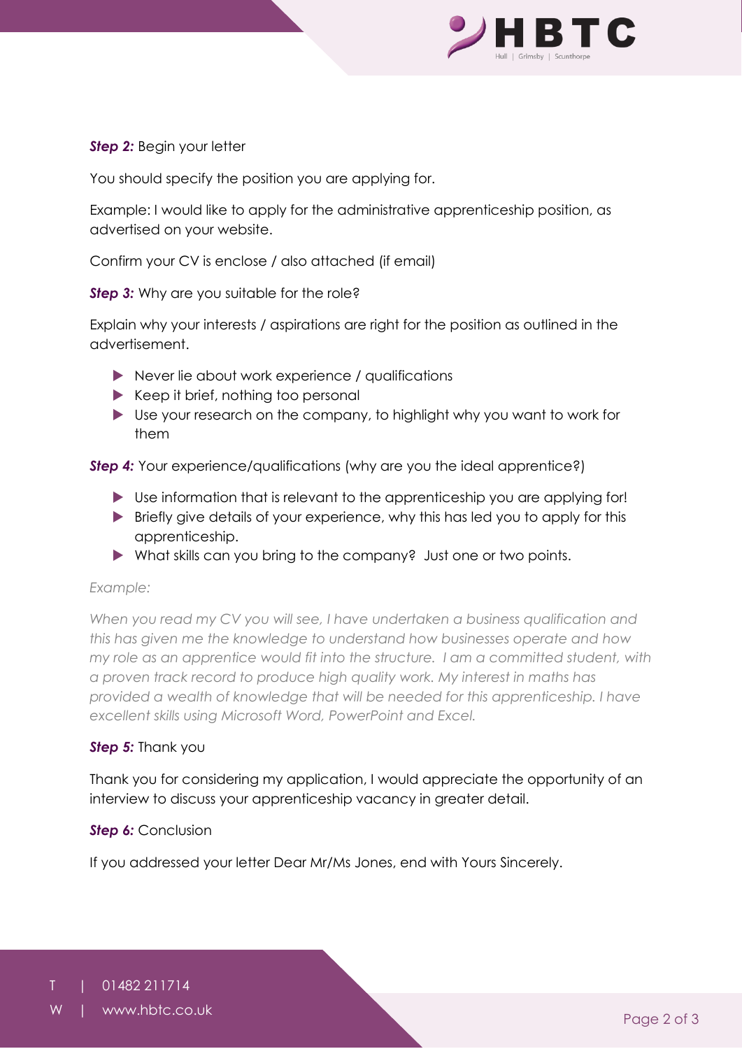***Step 2:*** Begin your letter

You should specify the position you are applying for.

Example: I would like to apply for the administrative apprenticeship position, as advertised on your website.

Confirm your CV is enclose / also attached (if email)

***Step 3:*** Why are you suitable for the role?

Explain why your interests / aspirations are right for the position as outlined in the advertisement.

- Never lie about work experience / qualifications
- Keep it brief, nothing too personal
- Use your research on the company, to highlight why you want to work for them

***Step 4:*** Your experience/qualifications (why are you the ideal apprentice?)

- Use information that is relevant to the apprenticeship you are applying for!
- Briefly give details of your experience, why this has led you to apply for this apprenticeship.
- What skills can you bring to the company? Just one or two points.

*Example:*

*When you read my CV you will see, I have undertaken a business qualification and this has given me the knowledge to understand how businesses operate and how my role as an apprentice would fit into the structure. I am a committed student, with a proven track record to produce high quality work. My interest in maths has provided a wealth of knowledge that will be needed for this apprenticeship. I have excellent skills using Microsoft Word, PowerPoint and Excel.*

***Step 5:*** Thank you

Thank you for considering my application, I would appreciate the opportunity of an interview to discuss your apprenticeship vacancy in greater detail.

***Step 6:*** Conclusion

If you addressed your letter Dear Mr/Ms Jones, end with Yours Sincerely.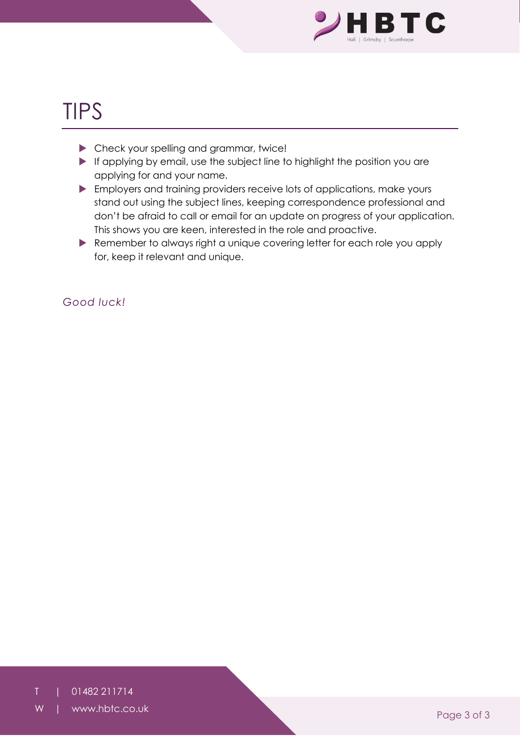# TIPS

- Check your spelling and grammar, twice!
- If applying by email, use the subject line to highlight the position you are applying for and your name.
- Employers and training providers receive lots of applications, make yours stand out using the subject lines, keeping correspondence professional and don't be afraid to call or email for an update on progress of your application. This shows you are keen, interested in the role and proactive.
- Remember to always right a unique covering letter for each role you apply for, keep it relevant and unique.

*Good luck!*